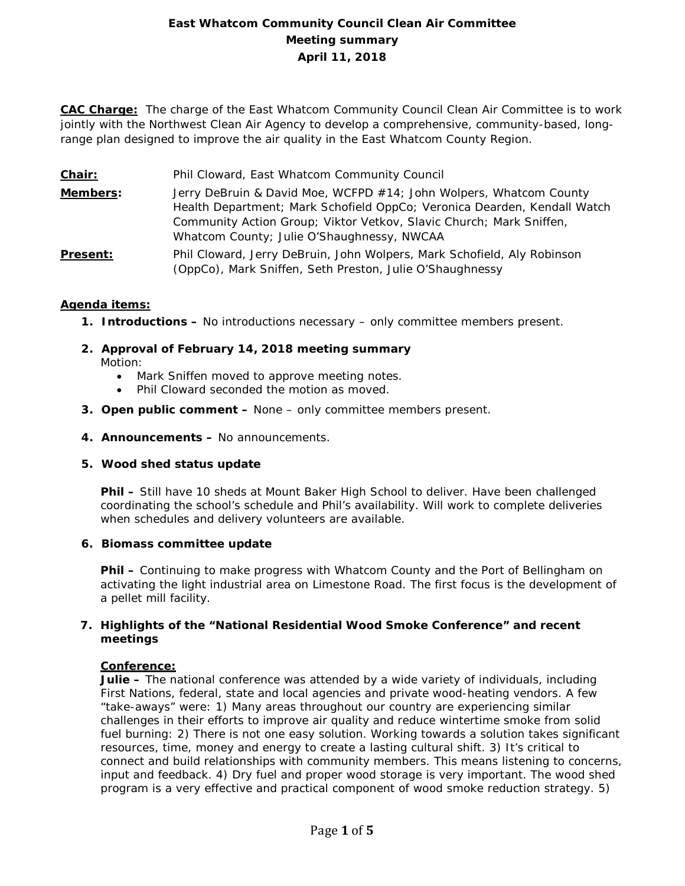# East Whatcom Community Council Clean Air Committee
## Meeting summary
## April 11, 2018

**CAC Charge:** The charge of the East Whatcom Community Council Clean Air Committee is to work jointly with the Northwest Clean Air Agency to develop a comprehensive, community-based, long-range plan designed to improve the air quality in the East Whatcom County Region.

**Chair:** Phil Cloward, East Whatcom Community Council

**Members:** Jerry DeBruin & David Moe, WCFPD #14; John Wolpers, Whatcom County Health Department; Mark Schofield OppCo; Veronica Dearden, Kendall Watch Community Action Group; Viktor Vetkov, Slavic Church; Mark Sniffen, Whatcom County; Julie O'Shaughnessy, NWCAA

**Present:** Phil Cloward, Jerry DeBruin, John Wolpers, Mark Schofield, Aly Robinson (OppCo), Mark Sniffen, Seth Preston, Julie O'Shaughnessy

**Agenda items:**

1. **Introductions –** No introductions necessary – only committee members present.
2. **Approval of February 14, 2018 meeting summary**
   Motion:
   - Mark Sniffen moved to approve meeting notes.
   - Phil Cloward seconded the motion as moved.
3. **Open public comment –** None – only committee members present.
4. **Announcements –** No announcements.
5. **Wood shed status update**

   **Phil –** Still have 10 sheds at Mount Baker High School to deliver. Have been challenged coordinating the school's schedule and Phil's availability. Will work to complete deliveries when schedules and delivery volunteers are available.

6. **Biomass committee update**

   **Phil –** Continuing to make progress with Whatcom County and the Port of Bellingham on activating the light industrial area on Limestone Road. The first focus is the development of a pellet mill facility.

7. **Highlights of the "National Residential Wood Smoke Conference" and recent meetings**

   **Conference:**
   **Julie –** The national conference was attended by a wide variety of individuals, including First Nations, federal, state and local agencies and private wood-heating vendors. A few "take-aways" were: 1) Many areas throughout our country are experiencing similar challenges in their efforts to improve air quality and reduce wintertime smoke from solid fuel burning: 2) There is not one easy solution. Working towards a solution takes significant resources, time, money and energy to create a lasting cultural shift. 3) It's critical to connect and build relationships with community members. This means listening to concerns, input and feedback. 4) Dry fuel and proper wood storage is very important. The wood shed program is a very effective and practical component of wood smoke reduction strategy. 5)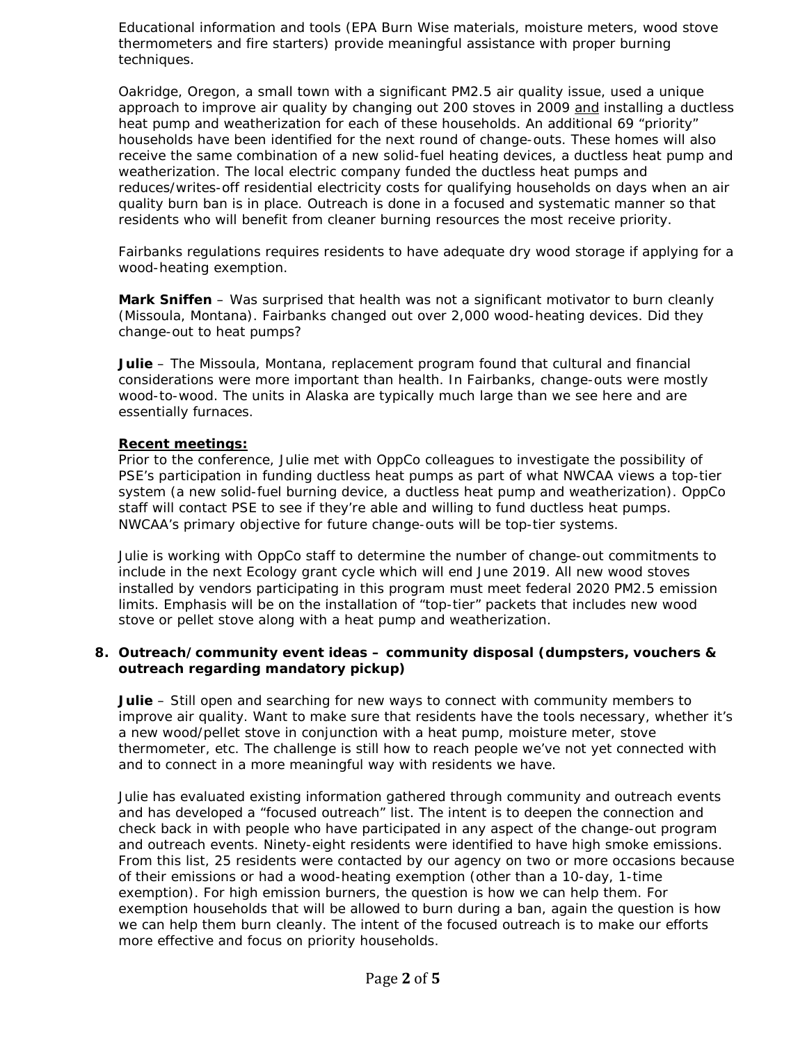Educational information and tools (EPA Burn Wise materials, moisture meters, wood stove thermometers and fire starters) provide meaningful assistance with proper burning techniques.

Oakridge, Oregon, a small town with a significant PM2.5 air quality issue, used a unique approach to improve air quality by changing out 200 stoves in 2009 and installing a ductless heat pump and weatherization for each of these households. An additional 69 "priority" households have been identified for the next round of change-outs. These homes will also receive the same combination of a new solid-fuel heating devices, a ductless heat pump and weatherization. The local electric company funded the ductless heat pumps and reduces/writes-off residential electricity costs for qualifying households on days when an air quality burn ban is in place. Outreach is done in a focused and systematic manner so that residents who will benefit from cleaner burning resources the most receive priority.

Fairbanks regulations requires residents to have adequate dry wood storage if applying for a wood-heating exemption.

**Mark Sniffen** – Was surprised that health was not a significant motivator to burn cleanly (Missoula, Montana). Fairbanks changed out over 2,000 wood-heating devices. Did they change-out to heat pumps?

**Julie** – The Missoula, Montana, replacement program found that cultural and financial considerations were more important than health. In Fairbanks, change-outs were mostly wood-to-wood. The units in Alaska are typically much large than we see here and are essentially furnaces.

**Recent meetings:**

Prior to the conference, Julie met with OppCo colleagues to investigate the possibility of PSE's participation in funding ductless heat pumps as part of what NWCAA views a top-tier system (a new solid-fuel burning device, a ductless heat pump and weatherization). OppCo staff will contact PSE to see if they're able and willing to fund ductless heat pumps. NWCAA's primary objective for future change-outs will be top-tier systems.

Julie is working with OppCo staff to determine the number of change-out commitments to include in the next Ecology grant cycle which will end June 2019. All new wood stoves installed by vendors participating in this program must meet federal 2020 PM2.5 emission limits. Emphasis will be on the installation of "top-tier" packets that includes new wood stove or pellet stove along with a heat pump and weatherization.

**8. Outreach/community event ideas – community disposal (dumpsters, vouchers & outreach regarding mandatory pickup)**

**Julie** – Still open and searching for new ways to connect with community members to improve air quality. Want to make sure that residents have the tools necessary, whether it's a new wood/pellet stove in conjunction with a heat pump, moisture meter, stove thermometer, etc. The challenge is still how to reach people we've not yet connected with and to connect in a more meaningful way with residents we have.

Julie has evaluated existing information gathered through community and outreach events and has developed a "focused outreach" list. The intent is to deepen the connection and check back in with people who have participated in any aspect of the change-out program and outreach events. Ninety-eight residents were identified to have high smoke emissions. From this list, 25 residents were contacted by our agency on two or more occasions because of their emissions or had a wood-heating exemption (other than a 10-day, 1-time exemption). For high emission burners, the question is how we can help them. For exemption households that will be allowed to burn during a ban, again the question is how we can help them burn cleanly. The intent of the focused outreach is to make our efforts more effective and focus on priority households.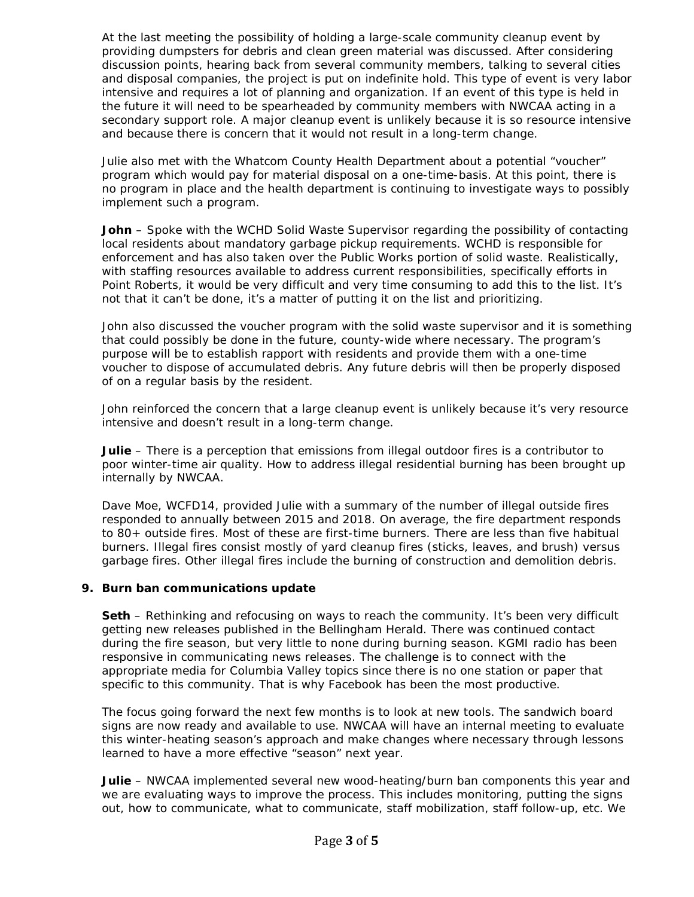At the last meeting the possibility of holding a large-scale community cleanup event by providing dumpsters for debris and clean green material was discussed. After considering discussion points, hearing back from several community members, talking to several cities and disposal companies, the project is put on indefinite hold. This type of event is very labor intensive and requires a lot of planning and organization. If an event of this type is held in the future it will need to be spearheaded by community members with NWCAA acting in a secondary support role. A major cleanup event is unlikely because it is so resource intensive and because there is concern that it would not result in a long-term change.

Julie also met with the Whatcom County Health Department about a potential "voucher" program which would pay for material disposal on a one-time-basis. At this point, there is no program in place and the health department is continuing to investigate ways to possibly implement such a program.

**John** – Spoke with the WCHD Solid Waste Supervisor regarding the possibility of contacting local residents about mandatory garbage pickup requirements. WCHD is responsible for enforcement and has also taken over the Public Works portion of solid waste. Realistically, with staffing resources available to address current responsibilities, specifically efforts in Point Roberts, it would be very difficult and very time consuming to add this to the list. It's not that it can't be done, it's a matter of putting it on the list and prioritizing.

John also discussed the voucher program with the solid waste supervisor and it is something that could possibly be done in the future, county-wide where necessary. The program's purpose will be to establish rapport with residents and provide them with a one-time voucher to dispose of accumulated debris. Any future debris will then be properly disposed of on a regular basis by the resident.

John reinforced the concern that a large cleanup event is unlikely because it's very resource intensive and doesn't result in a long-term change.

**Julie** – There is a perception that emissions from illegal outdoor fires is a contributor to poor winter-time air quality. How to address illegal residential burning has been brought up internally by NWCAA.

Dave Moe, WCFD14, provided Julie with a summary of the number of illegal outside fires responded to annually between 2015 and 2018. On average, the fire department responds to 80+ outside fires. Most of these are first-time burners. There are less than five habitual burners. Illegal fires consist mostly of yard cleanup fires (sticks, leaves, and brush) versus garbage fires. Other illegal fires include the burning of construction and demolition debris.

**9. Burn ban communications update**

**Seth** – Rethinking and refocusing on ways to reach the community. It's been very difficult getting new releases published in the Bellingham Herald. There was continued contact during the fire season, but very little to none during burning season. KGMI radio has been responsive in communicating news releases. The challenge is to connect with the appropriate media for Columbia Valley topics since there is no one station or paper that specific to this community. That is why Facebook has been the most productive.

The focus going forward the next few months is to look at new tools. The sandwich board signs are now ready and available to use. NWCAA will have an internal meeting to evaluate this winter-heating season's approach and make changes where necessary through lessons learned to have a more effective "season" next year.

**Julie** – NWCAA implemented several new wood-heating/burn ban components this year and we are evaluating ways to improve the process. This includes monitoring, putting the signs out, how to communicate, what to communicate, staff mobilization, staff follow-up, etc. We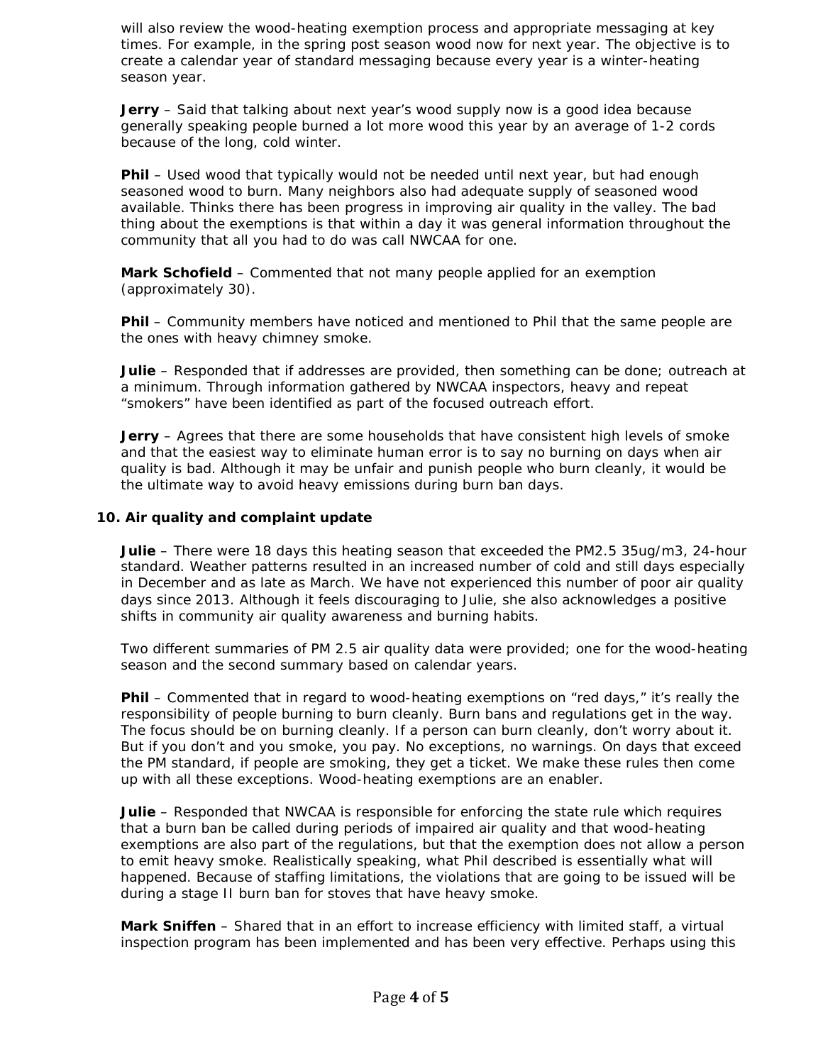will also review the wood-heating exemption process and appropriate messaging at key times. For example, in the spring post season wood now for next year. The objective is to create a calendar year of standard messaging because every year is a winter-heating season year.

**Jerry** – Said that talking about next year's wood supply now is a good idea because generally speaking people burned a lot more wood this year by an average of 1-2 cords because of the long, cold winter.

**Phil** – Used wood that typically would not be needed until next year, but had enough seasoned wood to burn. Many neighbors also had adequate supply of seasoned wood available. Thinks there has been progress in improving air quality in the valley. The bad thing about the exemptions is that within a day it was general information throughout the community that all you had to do was call NWCAA for one.

**Mark Schofield** – Commented that not many people applied for an exemption (approximately 30).

**Phil** – Community members have noticed and mentioned to Phil that the same people are the ones with heavy chimney smoke.

**Julie** – Responded that if addresses are provided, then something can be done; outreach at a minimum. Through information gathered by NWCAA inspectors, heavy and repeat "smokers" have been identified as part of the focused outreach effort.

**Jerry** – Agrees that there are some households that have consistent high levels of smoke and that the easiest way to eliminate human error is to say no burning on days when air quality is bad. Although it may be unfair and punish people who burn cleanly, it would be the ultimate way to avoid heavy emissions during burn ban days.

### 10. Air quality and complaint update

**Julie** – There were 18 days this heating season that exceeded the PM2.5 35ug/m3, 24-hour standard. Weather patterns resulted in an increased number of cold and still days especially in December and as late as March. We have not experienced this number of poor air quality days since 2013. Although it feels discouraging to Julie, she also acknowledges a positive shifts in community air quality awareness and burning habits.

Two different summaries of PM 2.5 air quality data were provided; one for the wood-heating season and the second summary based on calendar years.

**Phil** – Commented that in regard to wood-heating exemptions on "red days," it's really the responsibility of people burning to burn cleanly. Burn bans and regulations get in the way. The focus should be on burning cleanly. If a person can burn cleanly, don't worry about it. But if you don't and you smoke, you pay. No exceptions, no warnings. On days that exceed the PM standard, if people are smoking, they get a ticket. We make these rules then come up with all these exceptions. Wood-heating exemptions are an enabler.

**Julie** – Responded that NWCAA is responsible for enforcing the state rule which requires that a burn ban be called during periods of impaired air quality and that wood-heating exemptions are also part of the regulations, but that the exemption does not allow a person to emit heavy smoke. Realistically speaking, what Phil described is essentially what will happened. Because of staffing limitations, the violations that are going to be issued will be during a stage II burn ban for stoves that have heavy smoke.

**Mark Sniffen** – Shared that in an effort to increase efficiency with limited staff, a virtual inspection program has been implemented and has been very effective. Perhaps using this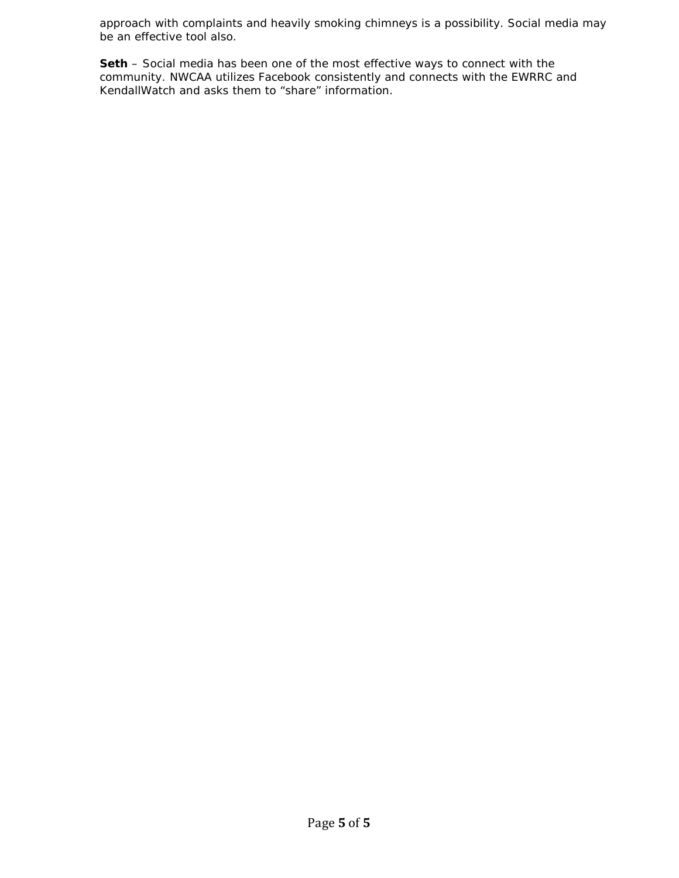approach with complaints and heavily smoking chimneys is a possibility. Social media may be an effective tool also.

**Seth** – Social media has been one of the most effective ways to connect with the community. NWCAA utilizes Facebook consistently and connects with the EWRRC and KendallWatch and asks them to "share" information.